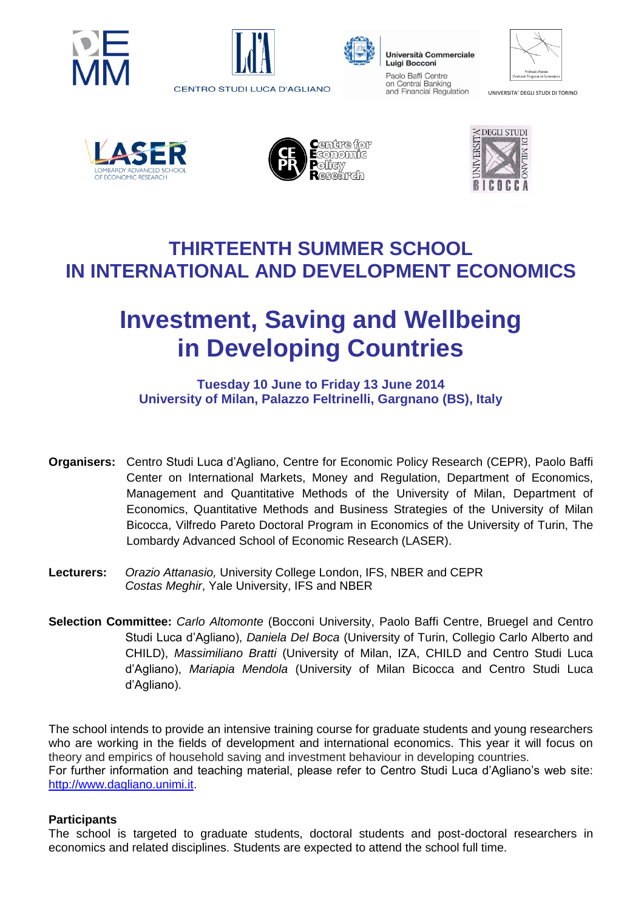CENTRO STUDI LUCA D'AGLIANO

Università Commerciale Luigi Bocconi
Paolo Baffi Centre on Central Banking and Financial Regulation

UNIVERSITA' DEGLI STUDI DI TORINO

LASER LOMBARDY ADVANCED SCHOOL OF ECONOMIC RESEARCH

Centre for Economic Policy Research

UNIVERSITÀ DEGLI STUDI DI MILANO BICOCCA

# THIRTEENTH SUMMER SCHOOL IN INTERNATIONAL AND DEVELOPMENT ECONOMICS

# Investment, Saving and Wellbeing in Developing Countries

**Tuesday 10 June to Friday 13 June 2014**
**University of Milan, Palazzo Feltrinelli, Gargnano (BS), Italy**

**Organisers:** Centro Studi Luca d'Agliano, Centre for Economic Policy Research (CEPR), Paolo Baffi Center on International Markets, Money and Regulation, Department of Economics, Management and Quantitative Methods of the University of Milan, Department of Economics, Quantitative Methods and Business Strategies of the University of Milan Bicocca, Vilfredo Pareto Doctoral Program in Economics of the University of Turin, The Lombardy Advanced School of Economic Research (LASER).

**Lecturers:** *Orazio Attanasio,* University College London, IFS, NBER and CEPR
*Costas Meghir*, Yale University, IFS and NBER

**Selection Committee:** *Carlo Altomonte* (Bocconi University, Paolo Baffi Centre, Bruegel and Centro Studi Luca d'Agliano), *Daniela Del Boca* (University of Turin, Collegio Carlo Alberto and CHILD), *Massimiliano Bratti* (University of Milan, IZA, CHILD and Centro Studi Luca d'Agliano), *Mariapia Mendola* (University of Milan Bicocca and Centro Studi Luca d'Agliano).

The school intends to provide an intensive training course for graduate students and young researchers who are working in the fields of development and international economics. This year it will focus on theory and empirics of household saving and investment behaviour in developing countries.
For further information and teaching material, please refer to Centro Studi Luca d'Agliano's web site: http://www.dagliano.unimi.it.

### Participants

The school is targeted to graduate students, doctoral students and post-doctoral researchers in economics and related disciplines. Students are expected to attend the school full time.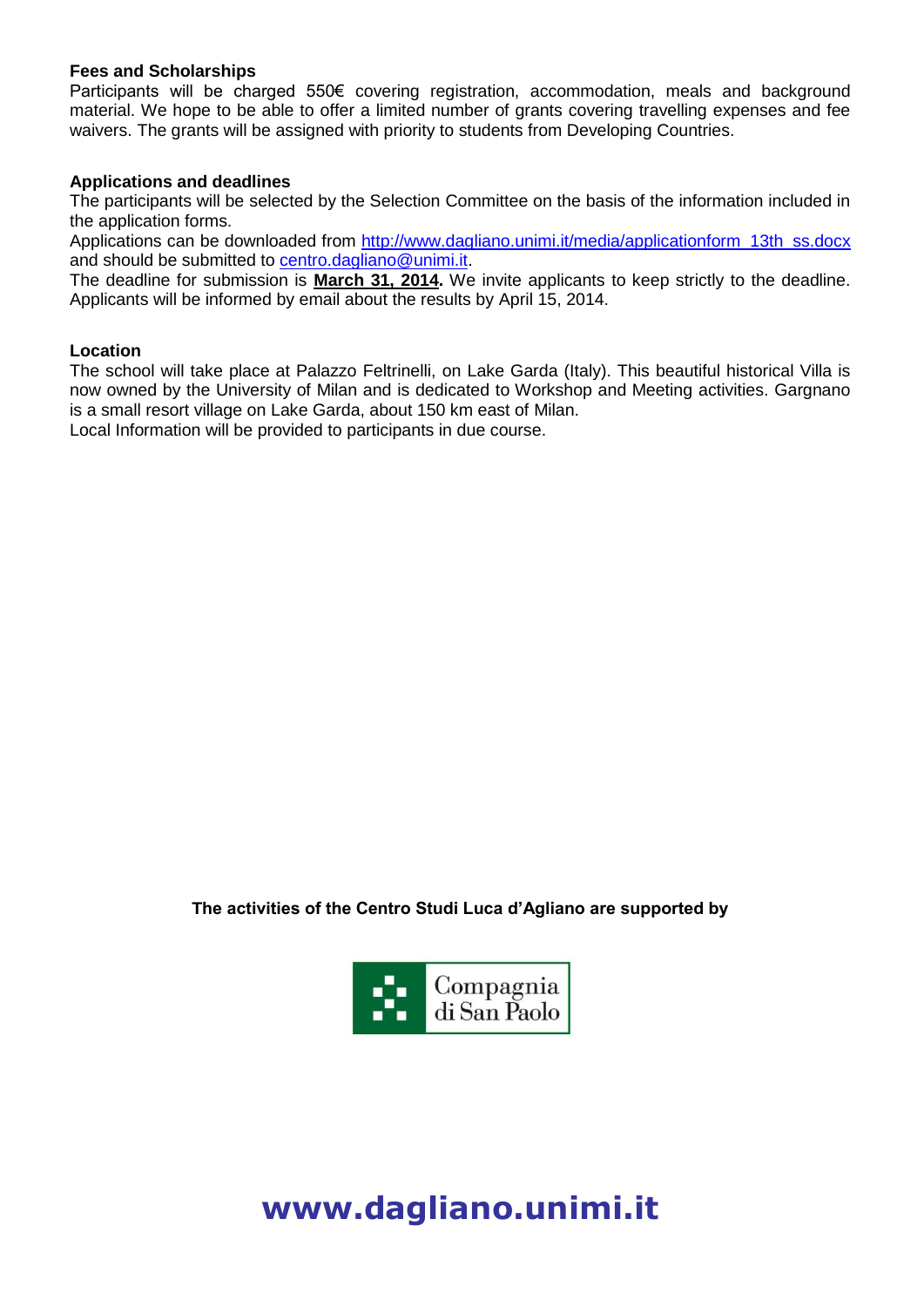**Fees and Scholarships**

Participants will be charged 550€ covering registration, accommodation, meals and background material. We hope to be able to offer a limited number of grants covering travelling expenses and fee waivers. The grants will be assigned with priority to students from Developing Countries.

**Applications and deadlines**

The participants will be selected by the Selection Committee on the basis of the information included in the application forms.

Applications can be downloaded from http://www.dagliano.unimi.it/media/applicationform_13th_ss.docx and should be submitted to centro.dagliano@unimi.it.

The deadline for submission is **March 31, 2014.** We invite applicants to keep strictly to the deadline. Applicants will be informed by email about the results by April 15, 2014.

**Location**

The school will take place at Palazzo Feltrinelli, on Lake Garda (Italy). This beautiful historical Villa is now owned by the University of Milan and is dedicated to Workshop and Meeting activities. Gargnano is a small resort village on Lake Garda, about 150 km east of Milan.

Local Information will be provided to participants in due course.

**The activities of the Centro Studi Luca d'Agliano are supported by**

Compagnia di San Paolo

**www.dagliano.unimi.it**